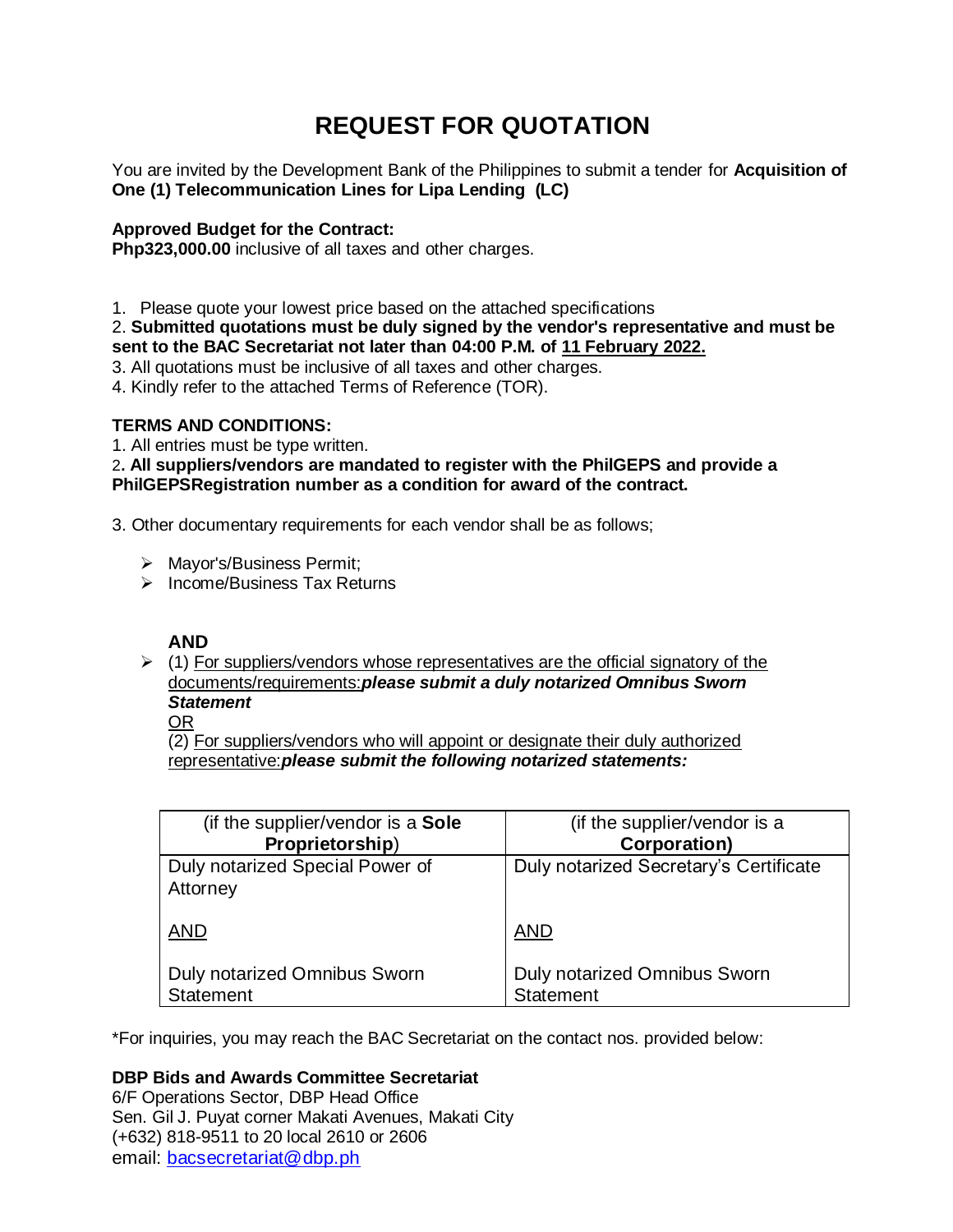# REQUEST FOR QUOTATION

You are invited by the Development Bank of the Philippines to submit a tender for **Acquisition of One (1) Telecommunication Lines for Lipa Lending (LC)**

**Approved Budget for the Contract:**
**Php323,000.00** inclusive of all taxes and other charges.

1. Please quote your lowest price based on the attached specifications
2. **Submitted quotations must be duly signed by the vendor's representative and must be sent to the BAC Secretariat not later than 04:00 P.M. of <u>11 February 2022.</u>**
3. All quotations must be inclusive of all taxes and other charges.
4. Kindly refer to the attached Terms of Reference (TOR).

**TERMS AND CONDITIONS:**

1. All entries must be type written.
2. **All suppliers/vendors are mandated to register with the PhilGEPS and provide a PhilGEPSRegistration number as a condition for award of the contract.**
3. Other documentary requirements for each vendor shall be as follows;

- Mayor's/Business Permit;
- Income/Business Tax Returns

**AND**

- (1) <u>For suppliers/vendors whose representatives are the official signatory of the documents/requirements:</u>***please submit a duly notarized Omnibus Sworn Statement***

  <u>OR</u>

  (2) <u>For suppliers/vendors who will appoint or designate their duly authorized representative:</u>***please submit the following notarized statements:***

| (if the supplier/vendor is a **Sole Proprietorship**) | (if the supplier/vendor is a **Corporation)** |
|---|---|
| Duly notarized Special Power of Attorney<br><br><u>AND</u><br><br>Duly notarized Omnibus Sworn Statement | Duly notarized Secretary's Certificate<br><br><u>AND</u><br><br>Duly notarized Omnibus Sworn Statement |

*For inquiries, you may reach the BAC Secretariat on the contact nos. provided below:

**DBP Bids and Awards Committee Secretariat**
6/F Operations Sector, DBP Head Office
Sen. Gil J. Puyat corner Makati Avenues, Makati City
(+632) 818-9511 to 20 local 2610 or 2606
email: bacsecretariat@dbp.ph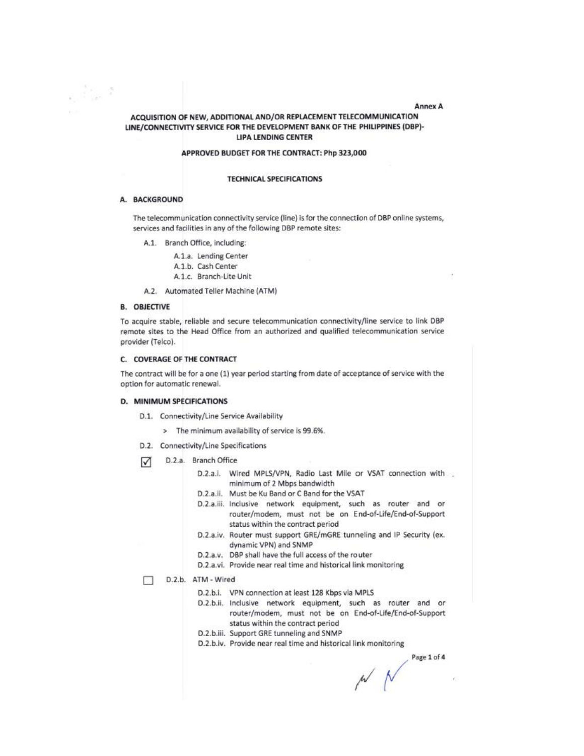Annex A

**ACQUISITION OF NEW, ADDITIONAL AND/OR REPLACEMENT TELECOMMUNICATION LINE/CONNECTIVITY SERVICE FOR THE DEVELOPMENT BANK OF THE PHILIPPINES (DBP)-LIPA LENDING CENTER**

**APPROVED BUDGET FOR THE CONTRACT: Php 323,000**

**TECHNICAL SPECIFICATIONS**

## A. BACKGROUND

The telecommunication connectivity service (line) is for the connection of DBP online systems, services and facilities in any of the following DBP remote sites:

- A.1. Branch Office, including:
  - A.1.a. Lending Center
  - A.1.b. Cash Center
  - A.1.c. Branch-Lite Unit
- A.2. Automated Teller Machine (ATM)

## B. OBJECTIVE

To acquire stable, reliable and secure telecommunication connectivity/line service to link DBP remote sites to the Head Office from an authorized and qualified telecommunication service provider (Telco).

## C. COVERAGE OF THE CONTRACT

The contract will be for a one (1) year period starting from date of acceptance of service with the option for automatic renewal.

## D. MINIMUM SPECIFICATIONS

- D.1. Connectivity/Line Service Availability
  - > The minimum availability of service is 99.6%.
- D.2. Connectivity/Line Specifications

☑ D.2.a. Branch Office

- D.2.a.i. Wired MPLS/VPN, Radio Last Mile or VSAT connection with minimum of 2 Mbps bandwidth
- D.2.a.ii. Must be Ku Band or C Band for the VSAT
- D.2.a.iii. Inclusive network equipment, such as router and or router/modem, must not be on End-of-Life/End-of-Support status within the contract period
- D.2.a.iv. Router must support GRE/mGRE tunneling and IP Security (ex. dynamic VPN) and SNMP
- D.2.a.v. DBP shall have the full access of the router
- D.2.a.vi. Provide near real time and historical link monitoring

☐ D.2.b. ATM - Wired

- D.2.b.i. VPN connection at least 128 Kbps via MPLS
- D.2.b.ii. Inclusive network equipment, such as router and or router/modem, must not be on End-of-Life/End-of-Support status within the contract period
- D.2.b.iii. Support GRE tunneling and SNMP
- D.2.b.iv. Provide near real time and historical link monitoring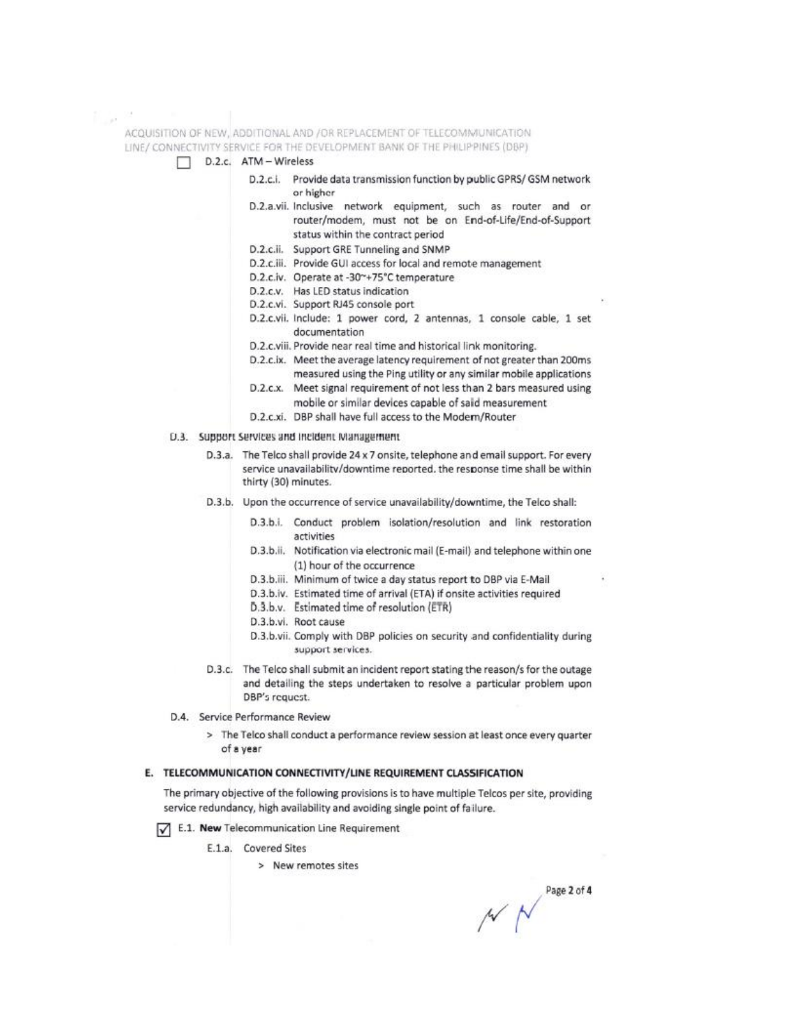☐ D.2.c. ATM – Wireless

- D.2.c.i. Provide data transmission function by public GPRS/ GSM network or higher
- D.2.a.vii. Inclusive network equipment, such as router and or router/modem, must not be on End-of-Life/End-of-Support status within the contract period
- D.2.c.ii. Support GRE Tunneling and SNMP
- D.2.c.iii. Provide GUI access for local and remote management
- D.2.c.iv. Operate at -30~+75°C temperature
- D.2.c.v. Has LED status indication
- D.2.c.vi. Support RJ45 console port
- D.2.c.vii. Include: 1 power cord, 2 antennas, 1 console cable, 1 set documentation
- D.2.c.viii. Provide near real time and historical link monitoring.
- D.2.c.ix. Meet the average latency requirement of not greater than 200ms measured using the Ping utility or any similar mobile applications
- D.2.c.x. Meet signal requirement of not less than 2 bars measured using mobile or similar devices capable of said measurement
- D.2.c.xi. DBP shall have full access to the Modem/Router

D.3. Support Services and Incident Management

- D.3.a. The Telco shall provide 24 x 7 onsite, telephone and email support. For every service unavailability/downtime reported, the response time shall be within thirty (30) minutes.
- D.3.b. Upon the occurrence of service unavailability/downtime, the Telco shall:
  - D.3.b.i. Conduct problem isolation/resolution and link restoration activities
  - D.3.b.ii. Notification via electronic mail (E-mail) and telephone within one (1) hour of the occurrence
  - D.3.b.iii. Minimum of twice a day status report to DBP via E-Mail
  - D.3.b.iv. Estimated time of arrival (ETA) if onsite activities required
  - D.3.b.v. Estimated time of resolution (ETR)
  - D.3.b.vi. Root cause
  - D.3.b.vii. Comply with DBP policies on security and confidentiality during support services.
- D.3.c. The Telco shall submit an incident report stating the reason/s for the outage and detailing the steps undertaken to resolve a particular problem upon DBP's request.

D.4. Service Performance Review

> The Telco shall conduct a performance review session at least once every quarter of a year

## E. TELECOMMUNICATION CONNECTIVITY/LINE REQUIREMENT CLASSIFICATION

The primary objective of the following provisions is to have multiple Telcos per site, providing service redundancy, high availability and avoiding single point of failure.

☑ E.1. **New** Telecommunication Line Requirement

E.1.a. Covered Sites

> New remotes sites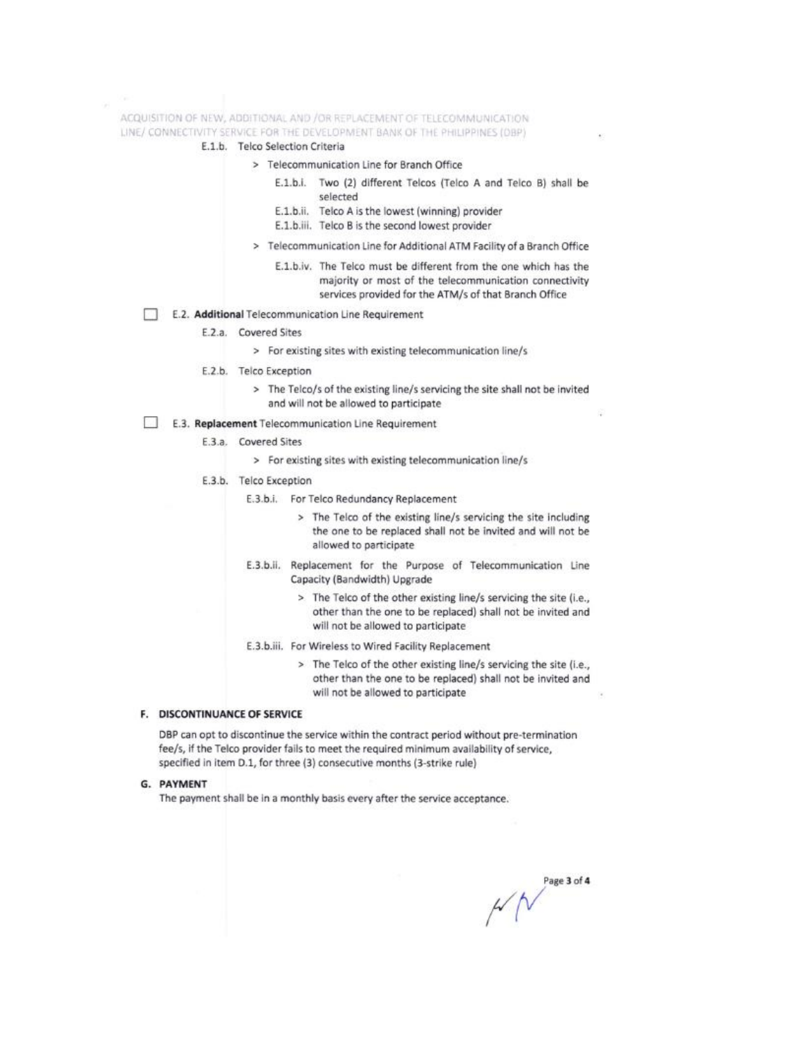E.1.b. Telco Selection Criteria

> Telecommunication Line for Branch Office

E.1.b.i. Two (2) different Telcos (Telco A and Telco B) shall be selected

E.1.b.ii. Telco A is the lowest (winning) provider

E.1.b.iii. Telco B is the second lowest provider

> Telecommunication Line for Additional ATM Facility of a Branch Office

E.1.b.iv. The Telco must be different from the one which has the majority or most of the telecommunication connectivity services provided for the ATM/s of that Branch Office

☐ E.2. **Additional** Telecommunication Line Requirement

E.2.a. Covered Sites

> For existing sites with existing telecommunication line/s

E.2.b. Telco Exception

> The Telco/s of the existing line/s servicing the site shall not be invited and will not be allowed to participate

☐ E.3. **Replacement** Telecommunication Line Requirement

E.3.a. Covered Sites

> For existing sites with existing telecommunication line/s

E.3.b. Telco Exception

E.3.b.i. For Telco Redundancy Replacement

> The Telco of the existing line/s servicing the site including the one to be replaced shall not be invited and will not be allowed to participate

E.3.b.ii. Replacement for the Purpose of Telecommunication Line Capacity (Bandwidth) Upgrade

> The Telco of the other existing line/s servicing the site (i.e., other than the one to be replaced) shall not be invited and will not be allowed to participate

E.3.b.iii. For Wireless to Wired Facility Replacement

> The Telco of the other existing line/s servicing the site (i.e., other than the one to be replaced) shall not be invited and will not be allowed to participate

## F. DISCONTINUANCE OF SERVICE

DBP can opt to discontinue the service within the contract period without pre-termination fee/s, if the Telco provider fails to meet the required minimum availability of service, specified in item D.1, for three (3) consecutive months (3-strike rule)

## G. PAYMENT

The payment shall be in a monthly basis every after the service acceptance.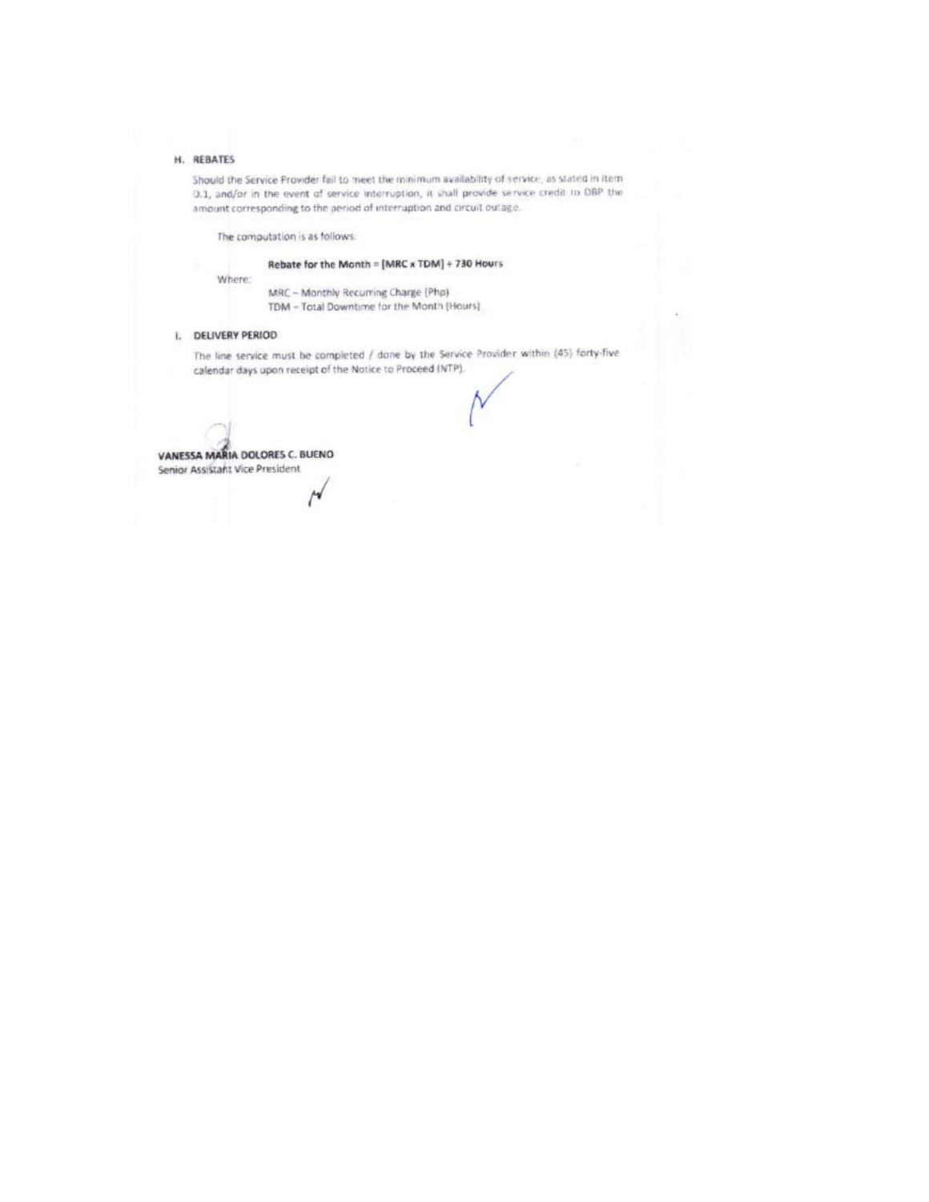## H. REBATES

Should the Service Provider fail to meet the minimum availability of service, as stated in item D.1, and/or in the event of service interruption, it shall provide service credit to DBP the amount corresponding to the period of interruption and circuit outage.

The computation is as follows:

**Rebate for the Month = [MRC x TDM] ÷ 730 Hours**

Where:

MRC – Monthly Recurring Charge (Php)
TDM – Total Downtime for the Month (Hours)

## I. DELIVERY PERIOD

The line service must be completed / done by the Service Provider within (45) forty-five calendar days upon receipt of the Notice to Proceed (NTP).

**VANESSA MARIA DOLORES C. BUENO**
Senior Assistant Vice President